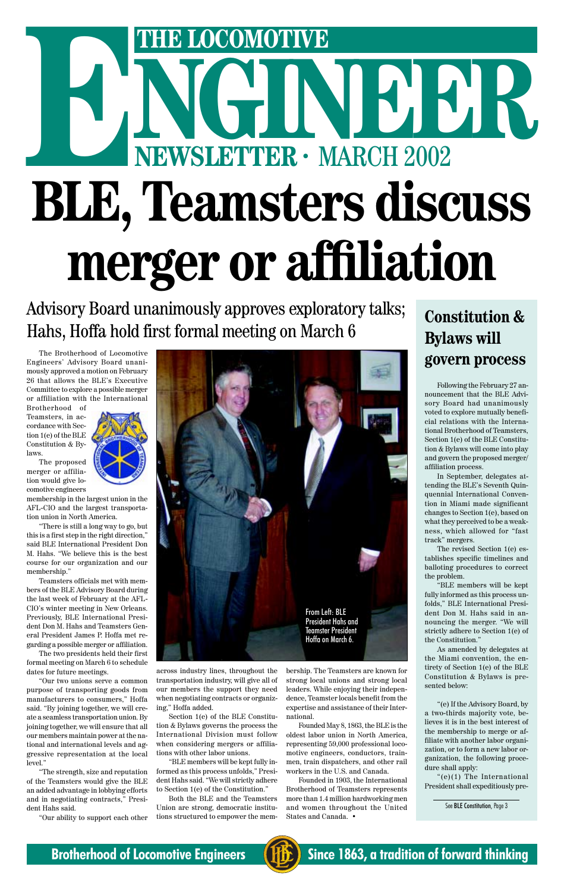# THE LOCOMOTIVE ENGINEER

## NEWSLETTER · MARCH 2002

# BLE, Teamsters discuss merger or affiliation

## Advisory Board unanimously approves exploratory talks; Hahs, Hoffa hold first formal meeting on March 6

The Brotherhood of Locomotive Engineers' Advisory Board unanimously approved a motion on February 26 that allows the BLE's Executive Committee to explore a possible merger or affiliation with the International Brotherhood of Teamsters, in accordance with Section 1(e) of the BLE Constitution & Bylaws.

The proposed merger or affiliation would give locomotive engineers membership in the largest union in the AFL-CIO and the largest transportation union in North America.

"There is still a long way to go, but this is a first step in the right direction," said BLE International President Don M. Hahs. "We believe this is the best course for our organization and our membership."

Teamsters officials met with members of the BLE Advisory Board during the last week of February at the AFL-CIO's winter meeting in New Orleans. Previously, BLE International President Don M. Hahs and Teamsters General President James P. Hoffa met regarding a possible merger or affiliation.

The two presidents held their first formal meeting on March 6 to schedule dates for future meetings.

"Our two unions serve a common purpose of transporting goods from manufacturers to consumers," Hoffa said. "By joining together, we will create a seamless transportation union. By joining together, we will ensure that all our members maintain power at the national and international levels and aggressive representation at the local level."

"The strength, size and reputation of the Teamsters would give the BLE an added advantage in lobbying efforts and in negotiating contracts," President Hahs said.

"Our ability to support each other across industry lines, throughout the transportation industry, will give all of our members the support they need when negotiating contracts or organizing," Hoffa added.

Section 1(e) of the BLE Constitution & Bylaws governs the process the International Division must follow when considering mergers or affiliations with other labor unions.

"BLE members will be kept fully informed as this process unfolds," President Hahs said. "We will strictly adhere to Section 1(e) of the Constitution."

Both the BLE and the Teamsters Union are strong, democratic institutions structured to empower the membership. The Teamsters are known for strong local unions and strong local leaders. While enjoying their independence, Teamster locals benefit from the expertise and assistance of their International.

Founded May 8, 1863, the BLE is the oldest labor union in North America, representing 59,000 professional locomotive engineers, conductors, trainmen, train dispatchers, and other rail workers in the U.S. and Canada.

Founded in 1903, the International Brotherhood of Teamsters represents more than 1.4 million hardworking men and women throughout the United States and Canada. •

From Left: BLE President Hahs and Teamster President Hoffa on March 6.

## Constitution & Bylaws will govern process

Following the February 27 announcement that the BLE Advisory Board had unanimously voted to explore mutually beneficial relations with the International Brotherhood of Teamsters, Section 1(e) of the BLE Constitution & Bylaws will come into play and govern the proposed merger/affiliation process.

In September, delegates attending the BLE's Seventh Quinquennial International Convention in Miami made significant changes to Section 1(e), based on what they perceived to be a weakness, which allowed for "fast track" mergers.

The revised Section 1(e) establishes specific timelines and balloting procedures to correct the problem.

"BLE members will be kept fully informed as this process unfolds," BLE International President Don M. Hahs said in announcing the merger. "We will strictly adhere to Section 1(e) of the Constitution."

As amended by delegates at the Miami convention, the entirety of Section 1(e) of the BLE Constitution & Bylaws is presented below:

"(e) If the Advisory Board, by a two-thirds majority vote, believes it is in the best interest of the membership to merge or affiliate with another labor organization, or to form a new labor organization, the following procedure shall apply:

"(e)(1) The International President shall expeditiously pre-

See **BLE Constitution**, Page 3

**Brotherhood of Locomotive Engineers** — **Since 1863, a tradition of forward thinking**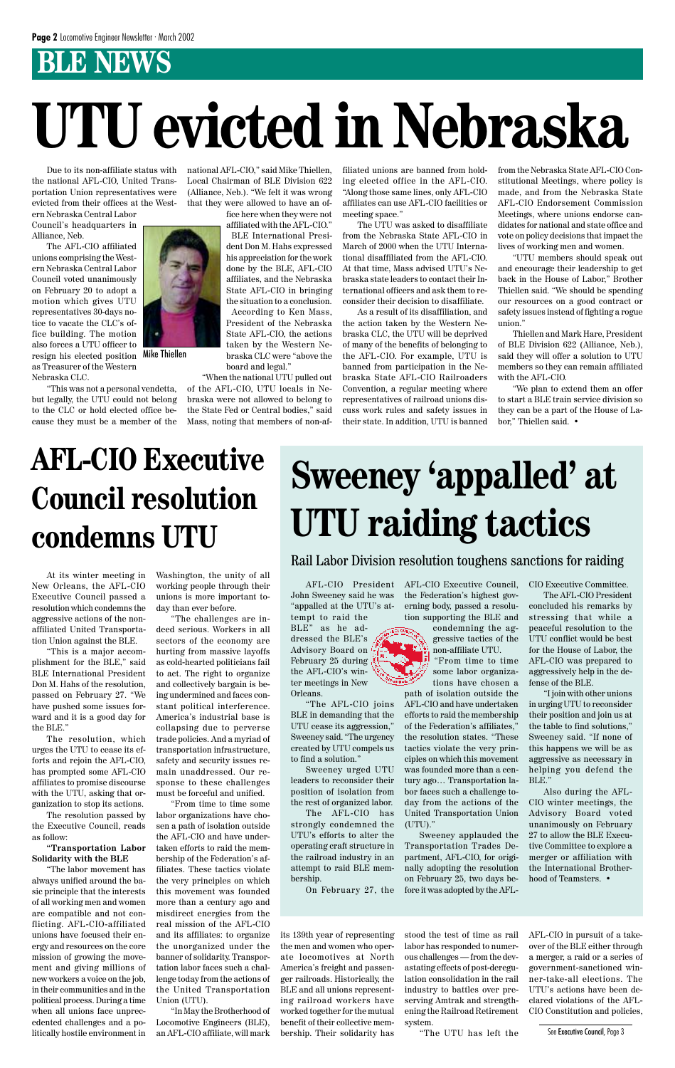# BLE NEWS

# UTU evicted in Nebraska

Due to its non-affiliate status with the national AFL-CIO, United Transportation Union representatives were evicted from their offices at the Western Nebraska Central Labor Council's headquarters in Alliance, Neb.

The AFL-CIO affiliated unions comprising the Western Nebraska Central Labor Council voted unanimously on February 20 to adopt a motion which gives UTU representatives 30-days notice to vacate the CLC's office building. The motion also forces a UTU officer to resign his elected position as Treasurer of the Western Nebraska CLC.

Mike Thiellen

"This was not a personal vendetta, but legally, the UTU could not belong to the CLC or hold elected office because they must be a member of the national AFL-CIO," said Mike Thiellen, Local Chairman of BLE Division 622 (Alliance, Neb.). "We felt it was wrong that they were allowed to have an office here when they were not affiliated with the AFL-CIO."

BLE International President Don M. Hahs expressed his appreciation for the work done by the BLE, AFL-CIO affiliates, and the Nebraska State AFL-CIO in bringing the situation to a conclusion.

According to Ken Mass, President of the Nebraska State AFL-CIO, the actions taken by the Western Nebraska CLC were "above the board and legal."

"When the national UTU pulled out of the AFL-CIO, UTU locals in Nebraska were not allowed to belong to the State Fed or Central bodies," said Mass, noting that members of non-affiliated unions are banned from holding elected office in the AFL-CIO. "Along those same lines, only AFL-CIO affiliates can use AFL-CIO facilities or meeting space."

The UTU was asked to disaffiliate from the Nebraska State AFL-CIO in March of 2000 when the UTU International disaffiliated from the AFL-CIO. At that time, Mass advised UTU's Nebraska state leaders to contact their International officers and ask them to reconsider their decision to disaffiliate.

As a result of its disaffiliation, and the action taken by the Western Nebraska CLC, the UTU will be deprived of many of the benefits of belonging to the AFL-CIO. For example, UTU is banned from participation in the Nebraska State AFL-CIO Railroaders Convention, a regular meeting where representatives of railroad unions discuss work rules and safety issues in their state. In addition, UTU is banned from the Nebraska State AFL-CIO Constitutional Meetings, where policy is made, and from the Nebraska State AFL-CIO Endorsement Commission Meetings, where unions endorse candidates for national and state office and vote on policy decisions that impact the lives of working men and women.

"UTU members should speak out and encourage their leadership to get back in the House of Labor," Brother Thiellen said. "We should be spending our resources on a good contract or safety issues instead of fighting a rogue union."

Thiellen and Mark Hare, President of BLE Division 622 (Alliance, Neb.), said they will offer a solution to UTU members so they can remain affiliated with the AFL-CIO.

"We plan to extend them an offer to start a BLE train service division so they can be a part of the House of Labor," Thiellen said. •

# AFL-CIO Executive Council resolution condemns UTU

At its winter meeting in New Orleans, the AFL-CIO Executive Council passed a resolution which condemns the aggressive actions of the non-affiliated United Transportation Union against the BLE.

"This is a major accomplishment for the BLE," said BLE International President Don M. Hahs of the resolution, passed on February 27. "We have pushed some issues forward and it is a good day for the BLE."

The resolution, which urges the UTU to cease its efforts and rejoin the AFL-CIO, has prompted some AFL-CIO affiliates to promise discourse with the UTU, asking that organization to stop its actions.

The resolution passed by the Executive Council, reads as follow:

**"Transportation Labor Solidarity with the BLE**

"The labor movement has always unified around the basic principle that the interests of all working men and women are compatible and not conflicting. AFL-CIO-affiliated unions have focused their energy and resources on the core mission of growing the movement and giving millions of new workers a voice on the job, in their communities and in the political process. During a time when all unions face unprecedented challenges and a politically hostile environment in Washington, the unity of all working people through their unions is more important today than ever before.

"The challenges are indeed serious. Workers in all sectors of the economy are hurting from massive layoffs as cold-hearted politicians fail to act. The right to organize and collectively bargain is being undermined and faces constant political interference. America's industrial base is collapsing due to perverse trade policies. And a myriad of transportation infrastructure, safety and security issues remain unaddressed. Our response to these challenges must be forceful and unified.

"From time to time some labor organizations have chosen a path of isolation outside the AFL-CIO and have undertaken efforts to raid the membership of the Federation's affiliates. These tactics violate the very principles on which this movement was founded more than a century ago and misdirect energies from the real mission of the AFL-CIO and its affiliates: to organize the unorganized under the banner of solidarity. Transportation labor faces such a challenge today from the actions of the United Transportation Union (UTU).

"In May the Brotherhood of Locomotive Engineers (BLE), an AFL-CIO affiliate, will mark its 139th year of representing the men and women who operate locomotives at North America's freight and passenger railroads. Historically, the BLE and all unions representing railroad workers have worked together for the mutual benefit of their collective membership. Their solidarity has stood the test of time as rail labor has responded to numerous challenges — from the devastating effects of post-deregulation consolidation in the rail industry to battles over preserving Amtrak and strengthening the Railroad Retirement system.

"The UTU has left the AFL-CIO in pursuit of a takeover of the BLE either through a merger, a raid or a series of government-sanctioned winner-take-all elections. The UTU's actions have been declared violations of the AFL-CIO Constitution and policies,

See Executive Council, Page 3

# Sweeney 'appalled' at UTU raiding tactics

## Rail Labor Division resolution toughens sanctions for raiding

AFL-CIO President John Sweeney said he was "appalled at the UTU's attempt to raid the BLE" as he addressed the BLE's Advisory Board on February 25 during the AFL-CIO's winter meetings in New Orleans.

"The AFL-CIO joins BLE in demanding that the UTU cease its aggression," Sweeney said. "The urgency created by UTU compels us to find a solution."

Sweeney urged UTU leaders to reconsider their position of isolation from the rest of organized labor.

The AFL-CIO has strongly condemned the UTU's efforts to alter the operating craft structure in the railroad industry in an attempt to raid BLE membership.

On February 27, the AFL-CIO Executive Council, the Federation's highest governing body, passed a resolution supporting the BLE and condemning the aggressive tactics of the non-affiliate UTU.

"From time to time some labor organizations have chosen a path of isolation outside the AFL-CIO and have undertaken efforts to raid the membership of the Federation's affiliates," the resolution states. "These tactics violate the very principles on which this movement was founded more than a century ago… Transportation labor faces such a challenge today from the actions of the United Transportation Union (UTU)."

Sweeney applauded the Transportation Trades Department, AFL-CIO, for originally adopting the resolution on February 25, two days before it was adopted by the AFL-CIO Executive Committee.

The AFL-CIO President concluded his remarks by stressing that while a peaceful resolution to the UTU conflict would be best for the House of Labor, the AFL-CIO was prepared to aggressively help in the defense of the BLE.

"I join with other unions in urging UTU to reconsider their position and join us at the table to find solutions," Sweeney said. "If none of this happens we will be as aggressive as necessary in helping you defend the BLE."

Also during the AFL-CIO winter meetings, the Advisory Board voted unanimously on February 27 to allow the BLE Executive Committee to explore a merger or affiliation with the International Brotherhood of Teamsters. •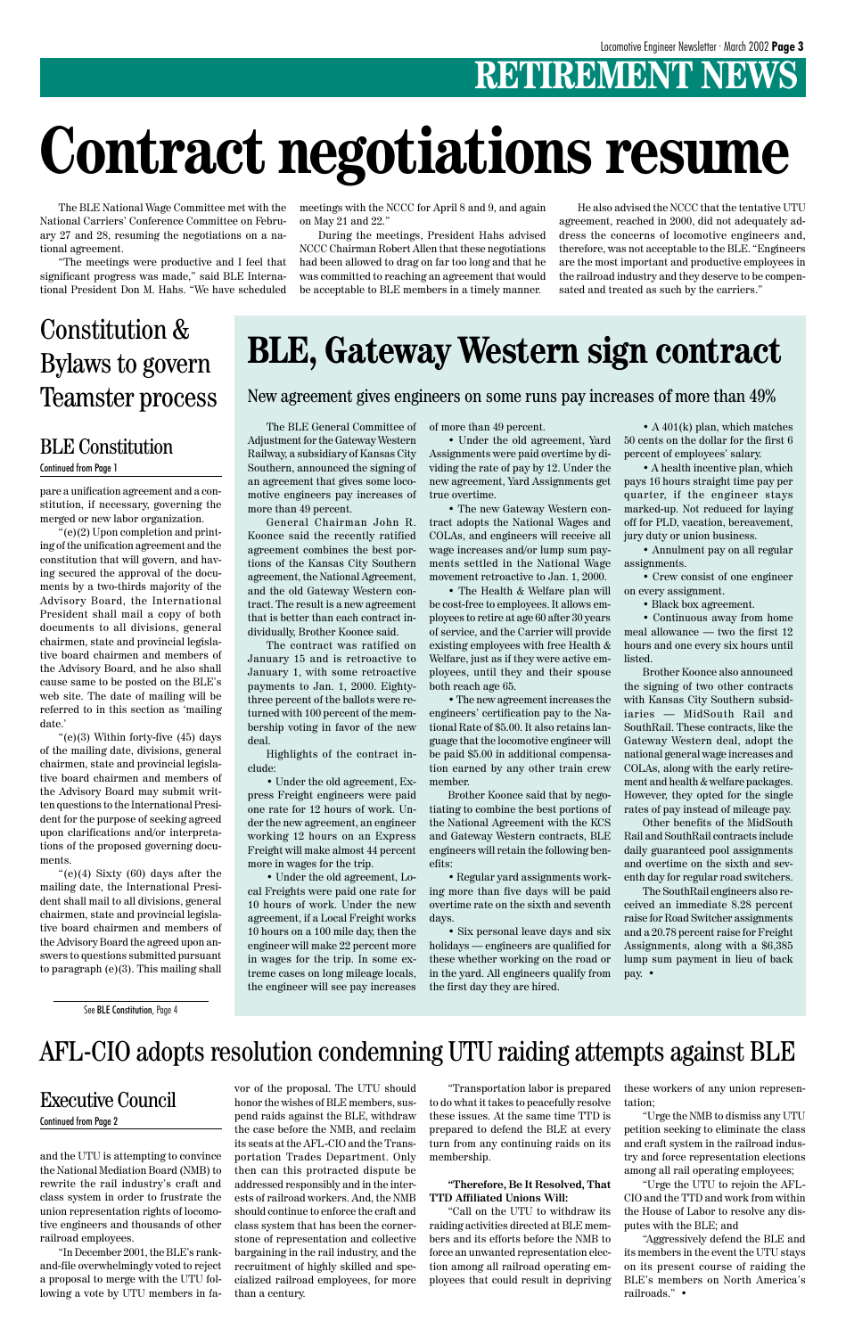# RETIREMENT NEWS

# Contract negotiations resume

The BLE National Wage Committee met with the National Carriers' Conference Committee on February 27 and 28, resuming the negotiations on a national agreement.

"The meetings were productive and I feel that significant progress was made," said BLE International President Don M. Hahs. "We have scheduled meetings with the NCCC for April 8 and 9, and again on May 21 and 22."

During the meetings, President Hahs advised NCCC Chairman Robert Allen that these negotiations had been allowed to drag on far too long and that he was committed to reaching an agreement that would be acceptable to BLE members in a timely manner.

He also advised the NCCC that the tentative UTU agreement, reached in 2000, did not adequately address the concerns of locomotive engineers and, therefore, was not acceptable to the BLE. "Engineers are the most important and productive employees in the railroad industry and they deserve to be compensated and treated as such by the carriers."

## Constitution & Bylaws to govern Teamster process

### BLE Constitution

Continued from Page 1

pare a unification agreement and a constitution, if necessary, governing the merged or new labor organization.

"(e)(2) Upon completion and printing of the unification agreement and the constitution that will govern, and having secured the approval of the documents by a two-thirds majority of the Advisory Board, the International President shall mail a copy of both documents to all divisions, general chairmen, state and provincial legislative board chairmen and members of the Advisory Board, and he also shall cause same to be posted on the BLE's web site. The date of mailing will be referred to in this section as 'mailing date.'

"(e)(3) Within forty-five (45) days of the mailing date, divisions, general chairmen, state and provincial legislative board chairmen and members of the Advisory Board may submit written questions to the International President for the purpose of seeking agreed upon clarifications and/or interpretations of the proposed governing documents.

"(e)(4) Sixty (60) days after the mailing date, the International President shall mail to all divisions, general chairmen, state and provincial legislative board chairmen and members of the Advisory Board the agreed upon answers to questions submitted pursuant to paragraph (e)(3). This mailing shall

See BLE Constitution, Page 4

## BLE, Gateway Western sign contract

### New agreement gives engineers on some runs pay increases of more than 49%

The BLE General Committee of Adjustment for the Gateway Western Railway, a subsidiary of Kansas City Southern, announced the signing of an agreement that gives some locomotive engineers pay increases of more than 49 percent.

General Chairman John R. Koonce said the recently ratified agreement combines the best portions of the Kansas City Southern agreement, the National Agreement, and the old Gateway Western contract. The result is a new agreement that is better than each contract individually, Brother Koonce said.

The contract was ratified on January 15 and is retroactive to January 1, with some retroactive payments to Jan. 1, 2000. Eighty-three percent of the ballots were returned with 100 percent of the membership voting in favor of the new deal.

Highlights of the contract include:

• Under the old agreement, Express Freight engineers were paid one rate for 12 hours of work. Under the new agreement, an engineer working 12 hours on an Express Freight will make almost 44 percent more in wages for the trip.

• Under the old agreement, Local Freights were paid one rate for 10 hours of work. Under the new agreement, if a Local Freight works 10 hours on a 100 mile day, then the engineer will make 22 percent more in wages for the trip. In some extreme cases on long mileage locals, the engineer will see pay increases of more than 49 percent.

• Under the old agreement, Yard Assignments were paid overtime by dividing the rate of pay by 12. Under the new agreement, Yard Assignments get true overtime.

• The new Gateway Western contract adopts the National Wages and COLAs, and engineers will receive all wage increases and/or lump sum payments settled in the National Wage movement retroactive to Jan. 1, 2000.

• The Health & Welfare plan will be cost-free to employees. It allows employees to retire at age 60 after 30 years of service, and the Carrier will provide existing employees with free Health & Welfare, just as if they were active employees, until they and their spouse both reach age 65.

• The new agreement increases the engineers' certification pay to the National Rate of $5.00. It also retains language that the locomotive engineer will be paid $5.00 in additional compensation earned by any other train crew member.

Brother Koonce said that by negotiating to combine the best portions of the National Agreement with the KCS and Gateway Western contracts, BLE engineers will retain the following benefits:

• Regular yard assignments working more than five days will be paid overtime rate on the sixth and seventh days.

• Six personal leave days and six holidays — engineers are qualified for these whether working on the road or in the yard. All engineers qualify from the first day they are hired.

• A 401(k) plan, which matches 50 cents on the dollar for the first 6 percent of employees' salary.

• A health incentive plan, which pays 16 hours straight time pay per quarter, if the engineer stays marked-up. Not reduced for laying off for PLD, vacation, bereavement, jury duty or union business.

• Annulment pay on all regular assignments.

• Crew consist of one engineer on every assignment.

• Black box agreement.

• Continuous away from home meal allowance — two the first 12 hours and one every six hours until listed.

Brother Koonce also announced the signing of two other contracts with Kansas City Southern subsidiaries — MidSouth Rail and SouthRail. These contracts, like the Gateway Western deal, adopt the national general wage increases and COLAs, along with the early retirement and health & welfare packages. However, they opted for the single rates of pay instead of mileage pay.

Other benefits of the MidSouth Rail and SouthRail contracts include daily guaranteed pool assignments and overtime on the sixth and seventh day for regular road switchers.

The SouthRail engineers also received an immediate 8.28 percent raise for Road Switcher assignments and a 20.78 percent raise for Freight Assignments, along with a $6,385 lump sum payment in lieu of back pay. •

## AFL-CIO adopts resolution condemning UTU raiding attempts against BLE

### Executive Council

Continued from Page 2

and the UTU is attempting to convince the National Mediation Board (NMB) to rewrite the rail industry's craft and class system in order to frustrate the union representation rights of locomotive engineers and thousands of other railroad employees.

"In December 2001, the BLE's rank-and-file overwhelmingly voted to reject a proposal to merge with the UTU following a vote by UTU members in favor of the proposal. The UTU should honor the wishes of BLE members, suspend raids against the BLE, withdraw the case before the NMB, and reclaim its seats at the AFL-CIO and the Transportation Trades Department. Only then can this protracted dispute be addressed responsibly and in the interests of railroad workers. And, the NMB should continue to enforce the craft and class system that has been the cornerstone of representation and collective bargaining in the rail industry, and the recruitment of highly skilled and specialized railroad employees, for more than a century.

"Transportation labor is prepared to do what it takes to peacefully resolve these issues. At the same time TTD is prepared to defend the BLE at every turn from any continuing raids on its membership.

**"Therefore, Be It Resolved, That TTD Affiliated Unions Will:**

"Call on the UTU to withdraw its raiding activities directed at BLE members and its efforts before the NMB to force an unwanted representation election among all railroad operating employees that could result in depriving these workers of any union representation;

"Urge the NMB to dismiss any UTU petition seeking to eliminate the class and craft system in the railroad industry and force representation elections among all rail operating employees;

"Urge the UTU to rejoin the AFL-CIO and the TTD and work from within the House of Labor to resolve any disputes with the BLE; and

"Aggressively defend the BLE and its members in the event the UTU stays on its present course of raiding the BLE's members on North America's railroads." •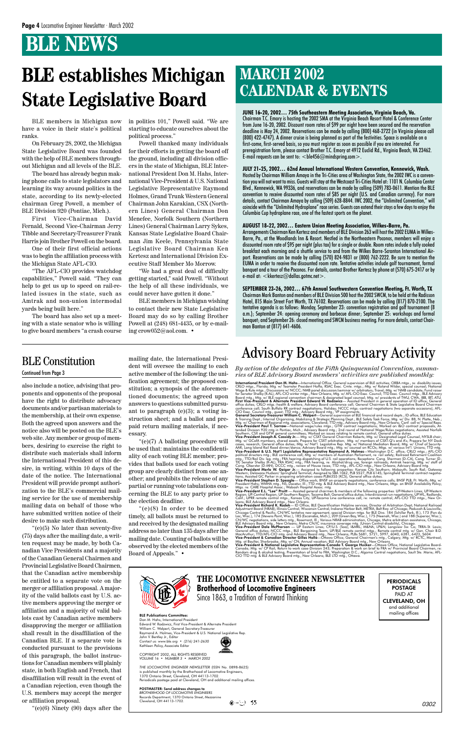# BLE NEWS

# BLE establishes Michigan State Legislative Board

BLE members in Michigan now have a voice in their state's political ranks.

On February 28, 2002, the Michigan State Legislative Board was founded with the help of BLE members throughout Michigan and all levels of the BLE.

The board has already begun making phone calls to state legislators and learning its way around politics in the state, according to its newly-elected chairman Greg Powell, a member of BLE Division 920 (Pontiac, Mich.).

First Vice-Chairman David Fernald, Second Vice-Chairman Jerry Tibble and Secretary-Treasurer Frank Harris join Brother Powell on the board.

One of their first official actions was to begin the affiliation process with the Michigan State AFL-CIO.

"The AFL-CIO provides watchdog capabilities," Powell said. "They can help to get us up to speed on rail-related issues in the state, such as Amtrak and non-union intermodal yards being built here."

The board has also set up a meeting with a state senator who is willing to give board members "a crash course in politics 101," Powell said. "We are starting to educate ourselves about the political process."

Powell thanked many individuals for their efforts in getting the board off the ground, including all division officers in the state of Michigan, BLE International President Don M. Hahs, International Vice-President & U.S. National Legislative Representative Raymond Holmes, Grand Trunk Western General Chairman John Karakian, CSX (Northern Lines) General Chairman Don Menefee, Norfolk Southern (Northern Lines) General Chairman Larry Sykes, Kansas State Legislative Board Chairman Jim Keele, Pennsylvania State Legislative Board Chairman Ken Kertesz and International Division Executive Staff Member Mo Morrow.

"We had a great deal of difficulty getting started," said Powell. "Without the help of all these individuals, we could never have gotten it done."

BLE members in Michigan wishing to contact their new State Legislative Board may do so by calling Brother Powell at (248) 681-4435, or by e-mailing crow052@aol.com. •

# MARCH 2002 CALENDAR & EVENTS

**JUNE 16-20, 2002… 75th Southeastern Meeting Association, Virginia Beach, Va.**
Chairman T.C. Emory is hosting the 2002 SMA at the Virginia Beach Resort Hotel & Conference Center from June 16-20, 2002. Discount room rates of $99 per night have been secured and the reservation deadline is May 24, 2002. Reservations can be made by calling (800) 468-2722 (in Virginia please call (800) 422-4747). A dinner cruise is being planned as part of the festivities. Space is available on a first-come, first-served basis, so you must register as soon as possible if you are interested. For preregistration form, please contact Brother T.C. Emory at 4912 Euclid Rd., Virginia Beach, VA 23462. E-mail requests can be sent to: <ble456@mindspring.com>.

**JULY 21-25, 2002… 62nd Annual International Western Convention, Kennewick, Wash.**
Hosted by Chairman William Amaya in the Tri-Cities area of Washington State, the 2002 IWC is a convention you will not want to miss. Guests will stay at the Westcoast Tri-Cities Hotel at: 1101 N. Columbia Center Blvd., Kennewick, WA 99336, and reservations can be made by calling (509) 783-0611. Mention the BLE convention to receive discounted room rates of $85 per night (U.S. and Canadian currency). For more details, contact Chairman Amaya by calling (509) 628-8844. IWC 2002, the "Unlimited Convention," will coincide with the "Unlimited Hydroplane" race series. Guests can extend their stays a few days to enjoy the Columbia Cup hydroplane race, one of the fastest sports on the planet.

**AUGUST 18-22, 2002… Eastern Union Meeting Association, Wilkes-Barre, Pa.**
Arrangements Chairman Ken Kertesz and members of BLE Division 263 will host the 2002 EUMA in Wilkes-Barre, Pa., at the Woodlands Inn & Resort. Nestled in the Northeastern Poconos, members will enjoy a discounted room rate of $95 per night (plus tax) for a single or double. Room rates include a fully cooked breakfast each morning and a shuttle service to and from the Wilkes Barre-Scranton International Airport. Reservations can be made by calling (570) 824-9831 or (800) 762-2222. Be sure to mention the EUMA in order to receive the discounted room rate. Tentative activities include golf tournament, formal banquet and a tour of the Poconos. For details, contact Brother Kertesz by phone at (570) 675-2417 or by e-mail at: <kkertesz@dallas.gotmc.net>.

**SEPTEMBER 23-26, 2002… 67th Annual Southwestern Convention Meeting, Ft. Worth, TX**
Chairman Mark Banton and members of BLE Division 500 host the 2002 SWCM, to be held at the Radisson Hotel, 815 Main Street Fort Worth, TX 76102. Reservations can be made by calling (817) 870-2100. The tentative agenda is as follows: Monday, September 23: convention registration and golf tournament (8 a.m.); September 24: opening ceremony and barbecue dinner; September 25: workshops and formal banquet; and September 26: closed meeting and SWCM business meeting. For more details, contact Chairman Banton at (817) 641-4606.

## BLE Constitution

Continued from Page 3

also include a notice, advising that proponents and opponents of the proposal have the right to distribute advocacy documents and/or partisan materials to the membership, at their own expense. Both the agreed upon answers and the notice also will be posted on the BLE's web site. Any member or group of members, desiring to exercise the right to distribute such materials shall inform the International President of this desire, in writing, within 10 days of the date of the notice. The International President will provide prompt authorization to the BLE's commercial mailing service for the use of membership mailing data on behalf of those who have submitted written notice of their desire to make such distribution.

"(e)(5) No later than seventy-five (75) days after the mailing date, a written request may be made, by both Canadian Vice Presidents and a majority of the Canadian General Chairmen and Provincial Legislative Board Chairmen, that the Canadian active membership be entitled to a separate vote on the merger or affiliation proposal. A majority of the valid ballots cast by U.S. active members approving the merger or affiliation and a majority of valid ballots cast by Canadian active members disapproving the merger or affiliation shall result in the disaffiliation of the Canadian BLE. If a separate vote is conducted pursuant to the provisions of this paragraph, the ballot instructions for Canadian members will plainly state, in both English and French, that disaffiliation will result in the event of a Canadian rejection, even though the U.S. members may accept the merger or affiliation proposal.

"(e)(6) Ninety (90) days after the mailing date, the International President will oversee the mailing to each active member of the following: the unification agreement; the proposed constitution; a synopsis of the aforementioned documents; the agreed upon answers to questions submitted pursuant to paragraph (e)(3); a voting instruction sheet; and a ballot and prepaid return mailing materials, if necessary.

"(e)(7) A balloting procedure will be used that: maintains the confidentiality of each voting BLE member; provides that ballots used for each voting group are clearly distinct from one another; and prohibits the release of any partial or running vote tabulations concerning the BLE to any party prior to the election deadline.

"(e)(8) In order to be deemed timely, all ballots must be returned to and received by the designated mailing address no later than 135 days after the mailing date. Counting of ballots will be observed by the elected members of the Board of Appeals." •

# Advisory Board February Activity

*By action of the delegates at the Fifth Quinquennial Convention, summaries of BLE Advisory Board members' activities are published monthly:*

**International President Don M. Hahs**—International Office: General supervision of BLE activities; ORBA mtgs., re: disability issues; CRLO mtgs., Florida; Mtg. w/ Teamster President Hoffa, RSAC Exec. Cmte. mtgs.; Mtg. w/ Roland Wilder, special counsel; National Wage & Rule mtgs.; Discussions w/ NCCC; NMB panel discussion/seminar w/ arbitrators; Travel; Mtg. w/ NMB candidate; Fund raiser for Senator Shelby (R-AL); AFL-CIO winter mtgs., New Orleans; Mtg. w/ AFL-CIO Exec. Council; TTD Exec. Council mtgs.; BLE Advisory Board mtg.; Mtg w/ BLE regional convention chairmen & designated legal counsel; Mtg. w/ presidents of TWU, CWA, IBB, IBT, ATU. **First Vice-President & Alternate President Edward W. Rodzwicz**— Assisted President in general operation of ID office; General office duties, CRLO mtgs.-health & welfare; Advisory Board conference call; General Chairmen & State Legislative Board Chairmen conference call; South Buffalo RR contract negotiations; Holiday; NCCC mtgs.-contract negotiations (two separate occasions); AFL-CIO Exec. Council mtg.; guest; TTD mtg.; Advisory Board mtg.; VP assignments.
**General Secretary-Treasurer William C. Walpert**—General supervision of BLE financial and record depts.; ID office; BLE Education & Training Dept.; Internal Organizing, Mobilizing & Strategic Planning Dept.; BLE Safety Task Force; Mtg. w/ Div. 88, N. Platte, Neb.; Mtg. w/ Chairmen of Regional mtg. associations, Cleveland; TTD mtg., Advisory Board mtg., New Orleans; Conf. call w/ Special Reps.
**Vice-President Paul T. Sorrow**—National wage/rules mtgs.; GTW contract negotiations; Worked on I&O contract proposals; Attended Division 920 mtg in Pontiac, Mich.; Advisory Board mtg.; 2nd round of National Wage/Rules negotiations; Assisted Norfolk Southern, CSX and GTW general committees; Worked on issues relating to remote control; General office duties.
**Vice-President Joseph A. Cassidy Jr.**—Mtg. w/ CSXT General Chairman Roberts; Mtg. w/ Designated Legal Counsel, NYSLB chair; Mtg. w/ GCofA members, shared assets; Prepare for CSXT arbitration; Mtg. w/ members of CSXT-Q's and X's; Prepare for NY Dock cases, research; General office duties; Mtg. w/ Nat'l. Legislative Rep. Mtg. w/ National Mediation Board; Mtg. w/ Chief of Security-AAR; Long Island Rail Road dinner/dance; Advisory Board mtg.; Mtg. w/ counsel on RCOs; Mtg. w/ various Int'l. Unions, TTD mtg.
**Vice-President & U.S. Nat'l Legislative Representative Raymond A. Holmes**—Washington D.C. office; CRLO mtgs.; AFL-CIO political directors mtg.; BLE conference call; Mtg. w/ members of Australian Parliament, re: rail safety; Railroad Retirement Coalition mtg.; TTD/Rail Div. leg. mtg.; FRA hearing-dispatching of U.S. rail operations; Receptions: Cong. Sherman (D-CA), Cong. Turner (D-TX) Senator Shelby (R-AL); FRA RSAC mtg.; FRA hearing, re: Alcohol/drug use, foreign railroads; Amtrak hearing, Mtg. w/ staff of Cong. Oberstar (D-MN); DCCC mtg., review of House races; TTD mtg.; AFL-CIO mtgs., New Orleans; Advisory Board mtg.
**Vice-President Merle W. Geiger Jr.**—Assigned to following properties: Kansas City Southern; Midsouth; South Rail; Gateway Western; Delaware Hudson/ Springfield Terminal; Assigned to SBA 1062, PLB 5527, PLB 6145; Springfield Terminal contract negotiations; Assisted GC Parker in preparing arbitration cases-PLB6355 (KCS); General office duties.
**Vice-President Stephen D. Speagle**— Office work; BNSF on-property negotiations, conference calls; BNSF PLB, Ft. Worth, Mtg. w/ President Hahs; WMHA mtg.; NS, Decatur, Ill.; TTD mtg. & BLE Advisory Board mtg., New Orleans, Mtgs. on BNSF Availability Policy; Mtgs. re: CARE Hospital Assoc.; Wabash Hospital Assoc. mtg.
**Vice-President E.L. "Lee" Pruitt** — Assisted general chairmen & members of the following properties: UP-Western Lines; UP-Western Region; UP-Central Region; UP-Southern Region; Tacoma Belt; General office duties; Interdivisional run negotiations, UP-WL, Redlands, Calif.; UPRR remote control mtgs., Kansas City; UP-Tacoma Line conference call, re: remote control; AFL-CIO TTD mtgs., New Orleans; BLE Advisory Board mtgs., New Orleans.
**Vice-President Richard K. Radek**— ID Office; BLE Decertification Helpline services; Director of Arbitration Dept; National Railroad Adjustment Board (NRAB); Illinois Central; Wisconsin Central; Indiana Harbor Belt; METRA; Belt Rwy. of Chicago; Paducah & Louisville; Chicago Central & Pacific; CN/WC tentative new agreement, special Division mtgs. for BLE Divs. 184 (Schiller Park, Ill.), 173 (Fon du Lac, Wisc.), 174 (Stevens Point, Wisc.), 185 (Escanaba, Mich.), 209 (Green Bay, Wisc.), 175 (Neenah, Wisc.) and 188 (Superior, Wisc.); CN/WC negotiations, side letters mtg., Rosemont, Ill.; Various NRAB administration, Chicago, Metra arbitration assistance, Chicago; BLE Advisory Board mtg., New Orleans; Metra CN/IC insurance coverage mtg. (Union Central-disability), Chicago.
**Vice-President Dale McPherson** — UP Eastern Lines; CP/U.S. (Soo), I&MRL, M&NA, LP&N, Longview Sw. Co. TRRA-St. Louis; General office duties; NCCC mtgs., BLE Bargaining Team; UP/BLE remote control mtgs., Remote control mtg. w/ Gen. Chair B.D. MacArthur; TTD/AFL-CIO mtg. and Advisory Board mtg., New Orleans; PLBs 5681, 5721, 5997, 6040, 6281, 6423, 5604.
**Vice-President & Canadian Director Gilles Hallé**—Ottawa Office; General Chairman's mtg., Calgary; Mtg. w/ RCTC, Montreal; Mtg. at Bullfor, Sherbrooke; Mtg. w/ CN, Annual vacation; BLE Advisory Board mtg., New Orleans.
**Vice-President & National Legislative Representative-Canada T. George Hucker**—Ottawa Office; National Legislative Board-Canada; Mtg. w/ CP Rail, Return to work case-Division 243; Preparation & work on brief to FRA w/ Provincial Board Chairmen, re: Random drug & alcohol testing; Presentation of brief to FRA, Washington D.C.; Algoma Central negotiations, Sault Ste. Marie; AFL-CIO TTD mtg. & BLE Advisory Board mtg., New Orleans; BLE LTD mtg., Ottawa.

**THE LOCOMOTIVE ENGINEER NEWSLETTER**
**Brotherhood of Locomotive Engineers**
Since 1863, a Tradition of Forward Thinking

**BLE Publications Committee:**
Don M. Hahs, International President
Edward W. Rodzwicz, First Vice-President & Alternate President
William C. Walpert, General Secretary-Treasurer
Raymond A. Holmes, Vice-President & U.S. National Legislative Rep.
John V. Bentley Jr., Editor
*Contact us: www.ble.org • (216) 241-2630*
Kathleen Policy, Associate Editor

COPYRIGHT 2002, ALL RIGHTS RESERVED
*VOLUME 16 • NUMBER 3 • MARCH 2002*

*THE LOCOMOTIVE ENGINEER NEWSLETTER* (ISSN No. 0898-8625) is published monthly by the Brotherhood of Locomotive Engineers, 1370 Ontario Street, Cleveland, OH 44113-1702. Periodicals postage paid at Cleveland, OH and additional mailing offices.

**POSTMASTER: Send address changes to**
*BROTHERHOOD OF LOCOMOTIVE ENGINEERS*
Records Department, 1370 Ontario Street, Mezzanine
Cleveland, OH 44113-1702.

**PERIODICALS POSTAGE** PAID AT **CLEVELAND, OH** and additional mailing offices

0302